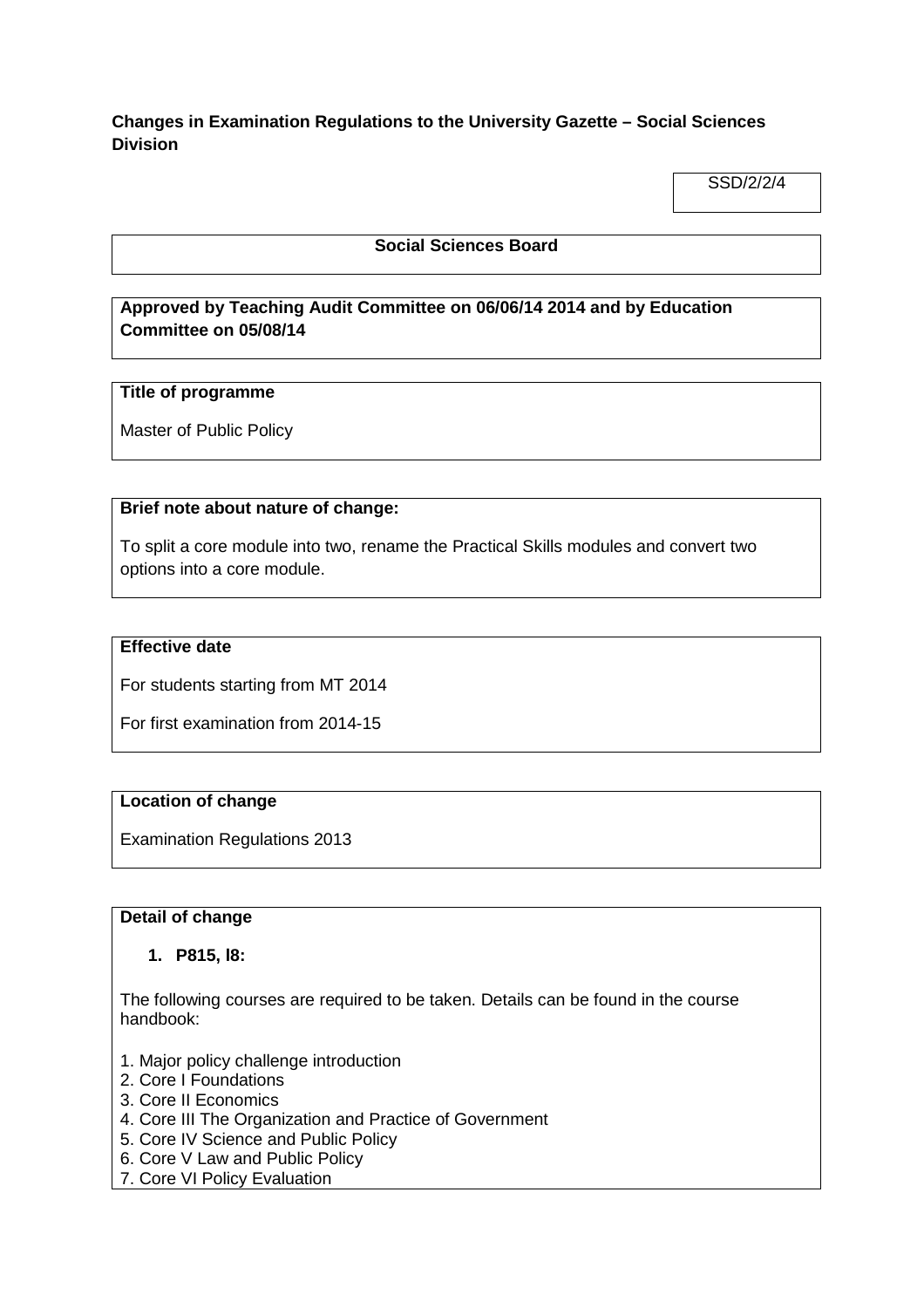**Changes in Examination Regulations to the University Gazette – Social Sciences Division**

SSD/2/2/4

**Social Sciences Board**

**Approved by Teaching Audit Committee on 06/06/14 2014 and by Education Committee on 05/08/14**

**Title of programme**

Master of Public Policy

**Brief note about nature of change:**

To split a core module into two, rename the Practical Skills modules and convert two options into a core module.

**Effective date**

For students starting from MT 2014

For first examination from 2014-15

**Location of change**

Examination Regulations 2013

**Detail of change**

1. **P815, l8:**

The following courses are required to be taken. Details can be found in the course handbook:

1. Major policy challenge introduction
2. Core I Foundations
3. Core II Economics
4. Core III The Organization and Practice of Government
5. Core IV Science and Public Policy
6. Core V Law and Public Policy
7. Core VI Policy Evaluation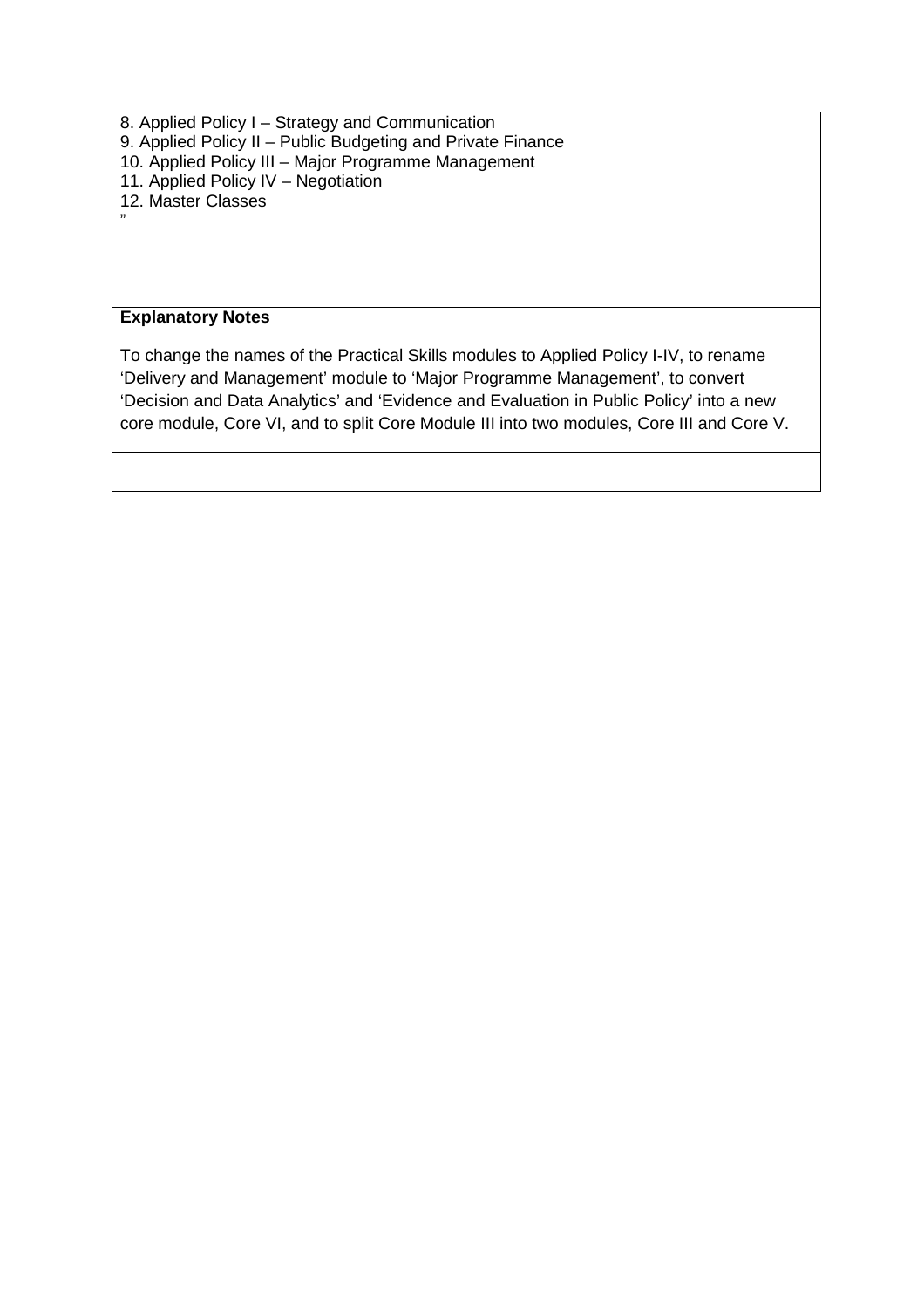8. Applied Policy I – Strategy and Communication
9. Applied Policy II – Public Budgeting and Private Finance
10. Applied Policy III – Major Programme Management
11. Applied Policy IV – Negotiation
12. Master Classes

"

**Explanatory Notes**

To change the names of the Practical Skills modules to Applied Policy I-IV, to rename 'Delivery and Management' module to 'Major Programme Management', to convert 'Decision and Data Analytics' and 'Evidence and Evaluation in Public Policy' into a new core module, Core VI, and to split Core Module III into two modules, Core III and Core V.